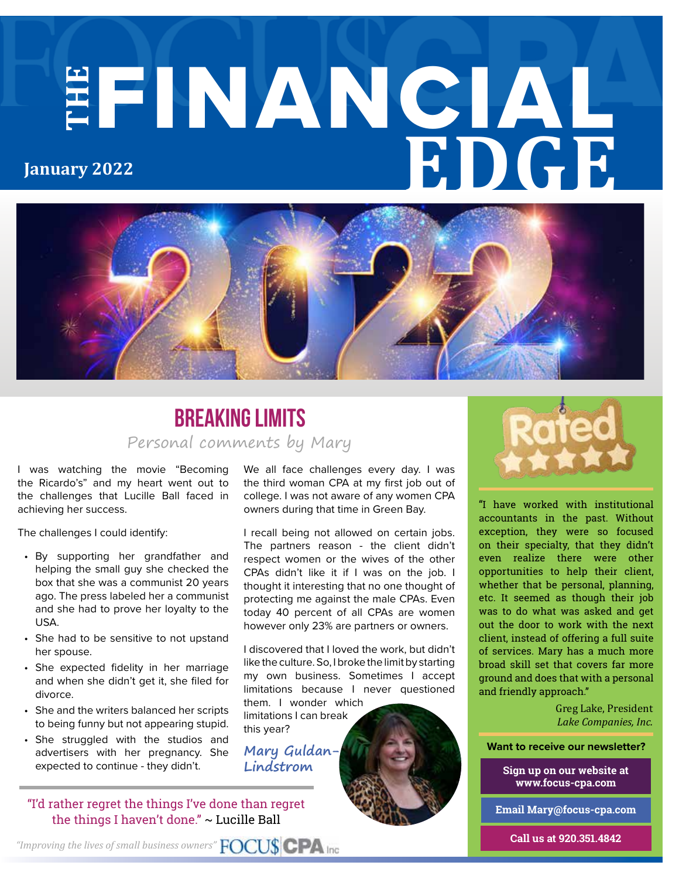# THE FINANCIAL EDGE

**January 2022**

## BREAKING LIMITS

*Personal comments by Mary*

I was watching the movie "Becoming the Ricardo's" and my heart went out to the challenges that Lucille Ball faced in achieving her success.

The challenges I could identify:

- By supporting her grandfather and helping the small guy she checked the box that she was a communist 20 years ago. The press labeled her a communist and she had to prove her loyalty to the USA.
- She had to be sensitive to not upstand her spouse.
- She expected fidelity in her marriage and when she didn't get it, she filed for divorce.
- She and the writers balanced her scripts to being funny but not appearing stupid.
- She struggled with the studios and advertisers with her pregnancy. She expected to continue - they didn't.

We all face challenges every day. I was the third woman CPA at my first job out of college. I was not aware of any women CPA owners during that time in Green Bay.

I recall being not allowed on certain jobs. The partners reason - the client didn't respect women or the wives of the other CPAs didn't like it if I was on the job. I thought it interesting that no one thought of protecting me against the male CPAs. Even today 40 percent of all CPAs are women however only 23% are partners or owners.

I discovered that I loved the work, but didn't like the culture. So, I broke the limit by starting my own business. Sometimes I accept limitations because I never questioned them. I wonder which limitations I can break this year?

*Mary Guldan-Lindstrom*

"I'd rather regret the things I've done than regret the things I haven't done." ~ Lucille Ball

---

**Rated ★★★★★**

"I have worked with institutional accountants in the past. Without exception, they were so focused on their specialty, that they didn't even realize there were other opportunities to help their client, whether that be personal, planning, etc. It seemed as though their job was to do what was asked and get out the door to work with the next client, instead of offering a full suite of services. Mary has a much more broad skill set that covers far more ground and does that with a personal and friendly approach."

Greg Lake, President
*Lake Companies, Inc.*

**Want to receive our newsletter?**

**Sign up on our website at www.focus-cpa.com**

**Email Mary@focus-cpa.com**

**Call us at 920.351.4842**

*"Improving the lives of small business owners"* FOCU$ CPA Inc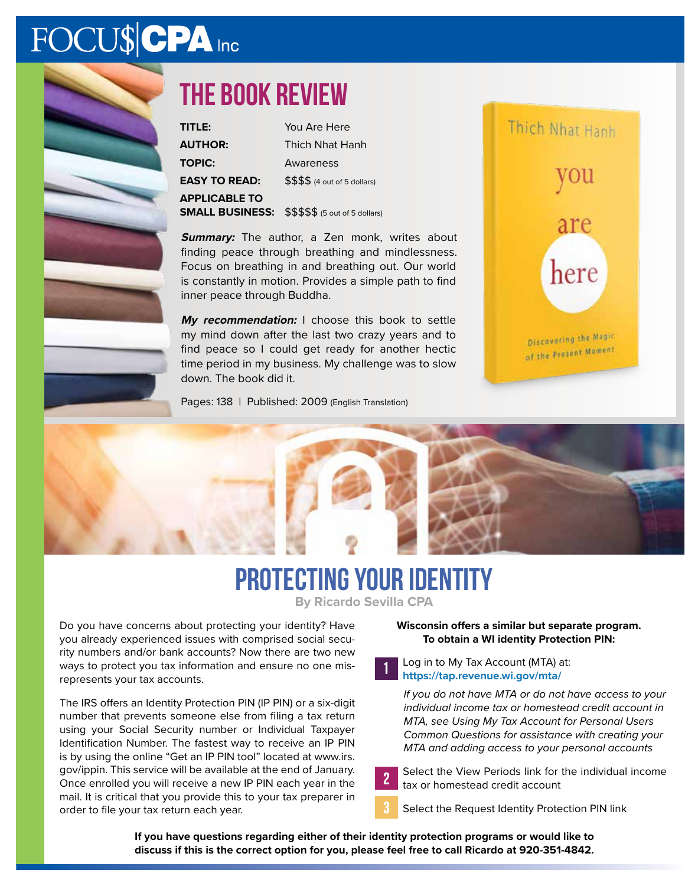# THE BOOK REVIEW

| | |
|---|---|
| **TITLE:** | You Are Here |
| **AUTHOR:** | Thich Nhat Hanh |
| **TOPIC:** | Awareness |
| **EASY TO READ:** | $$$$ (4 out of 5 dollars) |
| **APPLICABLE TO SMALL BUSINESS:** | $$$$$ (5 out of 5 dollars) |

***Summary:*** The author, a Zen monk, writes about finding peace through breathing and mindlessness. Focus on breathing in and breathing out. Our world is constantly in motion. Provides a simple path to find inner peace through Buddha.

***My recommendation:*** I choose this book to settle my mind down after the last two crazy years and to find peace so I could get ready for another hectic time period in my business. My challenge was to slow down. The book did it.

Pages: 138 | Published: 2009 (English Translation)

# PROTECTING YOUR IDENTITY

**By Ricardo Sevilla CPA**

Do you have concerns about protecting your identity? Have you already experienced issues with comprised social security numbers and/or bank accounts? Now there are two new ways to protect you tax information and ensure no one misrepresents your tax accounts.

The IRS offers an Identity Protection PIN (IP PIN) or a six-digit number that prevents someone else from filing a tax return using your Social Security number or Individual Taxpayer Identification Number. The fastest way to receive an IP PIN is by using the online "Get an IP PIN tool" located at www.irs.gov/ippin. This service will be available at the end of January. Once enrolled you will receive a new IP PIN each year in the mail. It is critical that you provide this to your tax preparer in order to file your tax return each year.

**Wisconsin offers a similar but separate program. To obtain a WI identity Protection PIN:**

1. Log in to My Tax Account (MTA) at: **https://tap.revenue.wi.gov/mta/**

   *If you do not have MTA or do not have access to your individual income tax or homestead credit account in MTA, see Using My Tax Account for Personal Users Common Questions for assistance with creating your MTA and adding access to your personal accounts*

2. Select the View Periods link for the individual income tax or homestead credit account
3. Select the Request Identity Protection PIN link

**If you have questions regarding either of their identity protection programs or would like to discuss if this is the correct option for you, please feel free to call Ricardo at 920-351-4842.**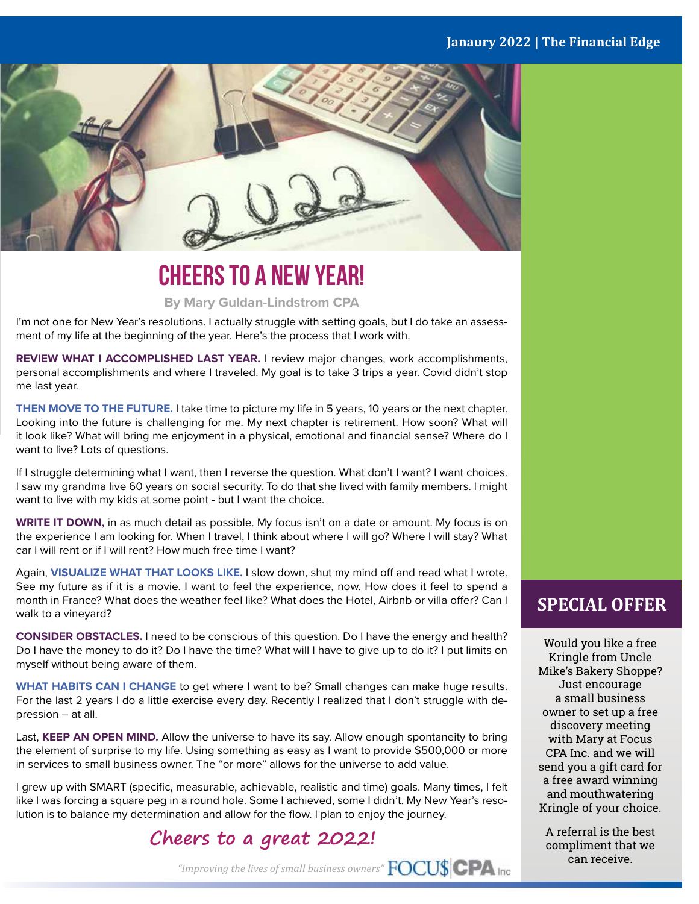# CHEERS TO A NEW YEAR!

**By Mary Guldan-Lindstrom CPA**

I'm not one for New Year's resolutions. I actually struggle with setting goals, but I do take an assessment of my life at the beginning of the year. Here's the process that I work with.

**REVIEW WHAT I ACCOMPLISHED LAST YEAR.** I review major changes, work accomplishments, personal accomplishments and where I traveled. My goal is to take 3 trips a year. Covid didn't stop me last year.

**THEN MOVE TO THE FUTURE.** I take time to picture my life in 5 years, 10 years or the next chapter. Looking into the future is challenging for me. My next chapter is retirement. How soon? What will it look like? What will bring me enjoyment in a physical, emotional and financial sense? Where do I want to live? Lots of questions.

If I struggle determining what I want, then I reverse the question. What don't I want? I want choices. I saw my grandma live 60 years on social security. To do that she lived with family members. I might want to live with my kids at some point - but I want the choice.

**WRITE IT DOWN,** in as much detail as possible. My focus isn't on a date or amount. My focus is on the experience I am looking for. When I travel, I think about where I will go? Where I will stay? What car I will rent or if I will rent? How much free time I want?

Again, **VISUALIZE WHAT THAT LOOKS LIKE.** I slow down, shut my mind off and read what I wrote. See my future as if it is a movie. I want to feel the experience, now. How does it feel to spend a month in France? What does the weather feel like? What does the Hotel, Airbnb or villa offer? Can I walk to a vineyard?

**CONSIDER OBSTACLES.** I need to be conscious of this question. Do I have the energy and health? Do I have the money to do it? Do I have the time? What will I have to give up to do it? I put limits on myself without being aware of them.

**WHAT HABITS CAN I CHANGE** to get where I want to be? Small changes can make huge results. For the last 2 years I do a little exercise every day. Recently I realized that I don't struggle with depression – at all.

Last, **KEEP AN OPEN MIND.** Allow the universe to have its say. Allow enough spontaneity to bring the element of surprise to my life. Using something as easy as I want to provide $500,000 or more in services to small business owner. The "or more" allows for the universe to add value.

I grew up with SMART (specific, measurable, achievable, realistic and time) goals. Many times, I felt like I was forcing a square peg in a round hole. Some I achieved, some I didn't. My New Year's resolution is to balance my determination and allow for the flow. I plan to enjoy the journey.

***Cheers to a great 2022!***

*"Improving the lives of small business owners"* FOCU$ CPA Inc

## SPECIAL OFFER

Would you like a free Kringle from Uncle Mike's Bakery Shoppe? Just encourage a small business owner to set up a free discovery meeting with Mary at Focus CPA Inc. and we will send you a gift card for a free award winning and mouthwatering Kringle of your choice.

A referral is the best compliment that we can receive.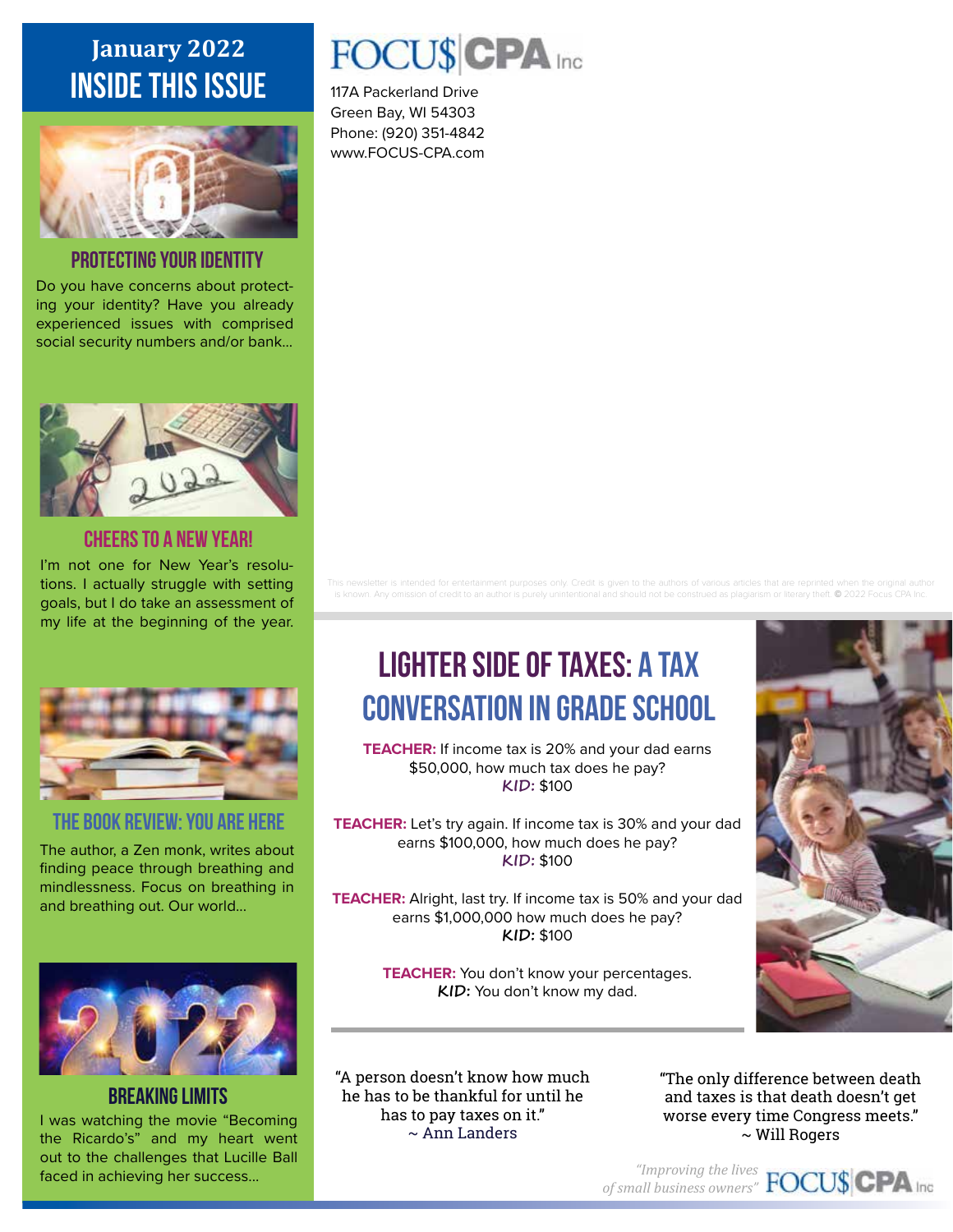## January 2022
# INSIDE THIS ISSUE

### PROTECTING YOUR IDENTITY

Do you have concerns about protecting your identity? Have you already experienced issues with comprised social security numbers and/or bank...

### CHEERS TO A NEW YEAR!

I'm not one for New Year's resolutions. I actually struggle with setting goals, but I do take an assessment of my life at the beginning of the year.

### THE BOOK REVIEW: YOU ARE HERE

The author, a Zen monk, writes about finding peace through breathing and mindlessness. Focus on breathing in and breathing out. Our world...

### BREAKING LIMITS

I was watching the movie "Becoming the Ricardo's" and my heart went out to the challenges that Lucille Ball faced in achieving her success...

FOCU$|CPA Inc

117A Packerland Drive
Green Bay, WI 54303
Phone: (920) 351-4842
www.FOCUS-CPA.com

This newsletter is intended for entertainment purposes only. Credit is given to the authors of various articles that are reprinted when the original author is known. Any omission of credit to an author is purely unintentional and should not be construed as plagiarism or literary theft. © 2022 Focus CPA Inc.

## LIGHTER SIDE OF TAXES: A TAX CONVERSATION IN GRADE SCHOOL

**TEACHER:** If income tax is 20% and your dad earns $50,000, how much tax does he pay?
***KID:*** $100

**TEACHER:** Let's try again. If income tax is 30% and your dad earns $100,000, how much does he pay?
***KID:*** $100

**TEACHER:** Alright, last try. If income tax is 50% and your dad earns $1,000,000 how much does he pay?
**KID:** $100

**TEACHER:** You don't know your percentages.
**KID:** You don't know my dad.

"A person doesn't know how much he has to be thankful for until he has to pay taxes on it."
~ Ann Landers

"The only difference between death and taxes is that death doesn't get worse every time Congress meets."
~ Will Rogers

*"Improving the lives of small business owners"* FOCU$|CPA Inc